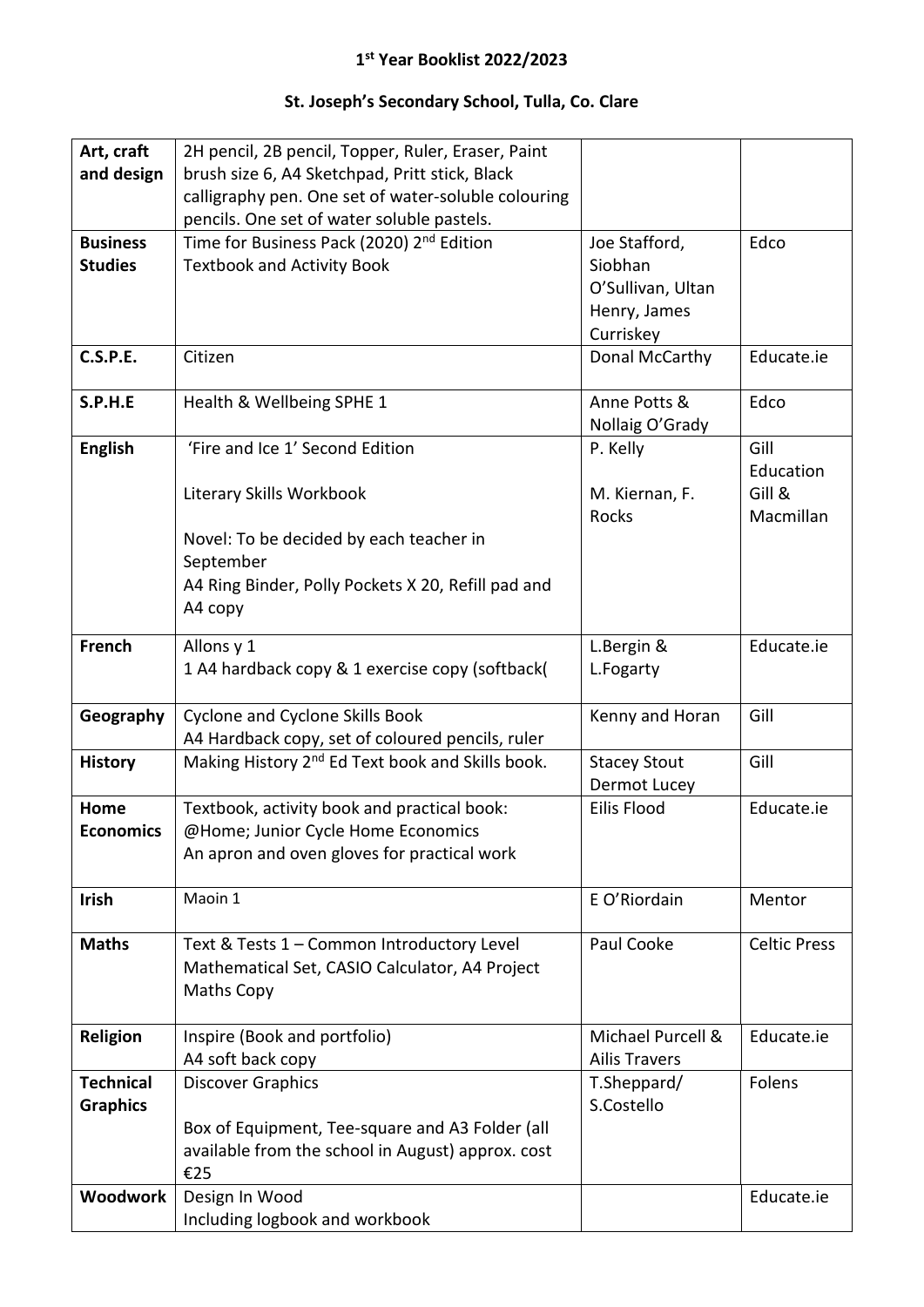# 1st Year Booklist 2022/2023

## St. Joseph's Secondary School, Tulla, Co. Clare

| | | | |
|---|---|---|---|
| **Art, craft and design** | 2H pencil, 2B pencil, Topper, Ruler, Eraser, Paint brush size 6, A4 Sketchpad, Pritt stick, Black calligraphy pen. One set of water-soluble colouring pencils. One set of water soluble pastels. | | |
| **Business Studies** | Time for Business Pack (2020) 2nd Edition Textbook and Activity Book | Joe Stafford, Siobhan O'Sullivan, Ultan Henry, James Curriskey | Edco |
| **C.S.P.E.** | Citizen | Donal McCarthy | Educate.ie |
| **S.P.H.E** | Health & Wellbeing SPHE 1 | Anne Potts & Nollaig O'Grady | Edco |
| **English** | 'Fire and Ice 1' Second Edition<br><br>Literary Skills Workbook<br><br>Novel: To be decided by each teacher in September<br>A4 Ring Binder, Polly Pockets X 20, Refill pad and A4 copy | P. Kelly<br><br>M. Kiernan, F. Rocks | Gill Education<br>Gill & Macmillan |
| **French** | Allons y 1<br>1 A4 hardback copy & 1 exercise copy (softback( | L.Bergin & L.Fogarty | Educate.ie |
| **Geography** | Cyclone and Cyclone Skills Book<br>A4 Hardback copy, set of coloured pencils, ruler | Kenny and Horan | Gill |
| **History** | Making History 2nd Ed Text book and Skills book. | Stacey Stout<br>Dermot Lucey | Gill |
| **Home Economics** | Textbook, activity book and practical book: @Home; Junior Cycle Home Economics<br>An apron and oven gloves for practical work | Eilis Flood | Educate.ie |
| **Irish** | Maoin 1 | E O'Riordain | Mentor |
| **Maths** | Text & Tests 1 – Common Introductory Level<br>Mathematical Set, CASIO Calculator, A4 Project Maths Copy | Paul Cooke | Celtic Press |
| **Religion** | Inspire (Book and portfolio)<br>A4 soft back copy | Michael Purcell & Ailis Travers | Educate.ie |
| **Technical Graphics** | Discover Graphics<br><br>Box of Equipment, Tee-square and A3 Folder (all available from the school in August) approx. cost €25 | T.Sheppard/<br>S.Costello | Folens |
| **Woodwork** | Design In Wood<br>Including logbook and workbook | | Educate.ie |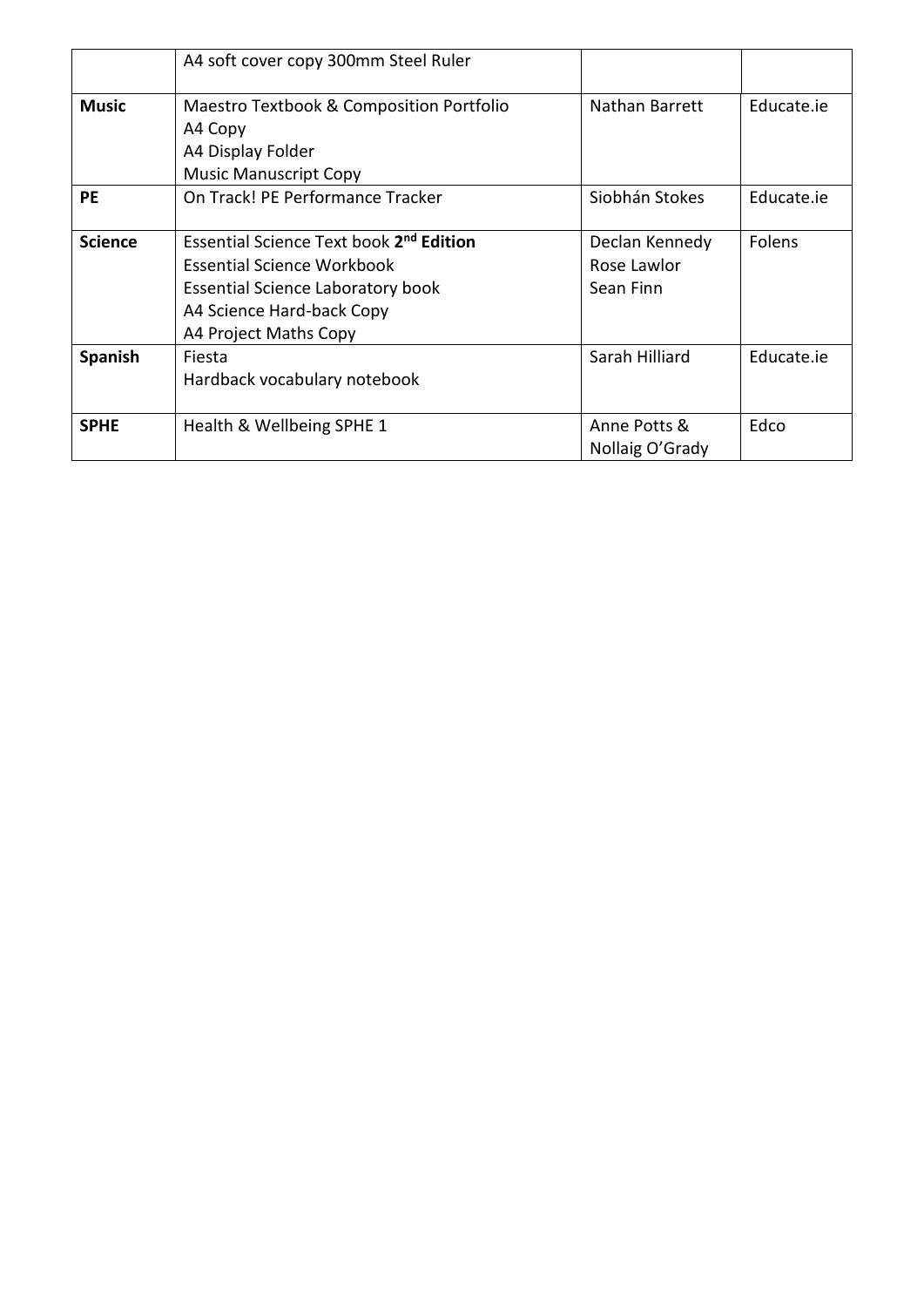| | | | |
|---|---|---|---|
| | A4 soft cover copy 300mm Steel Ruler | | |
| **Music** | Maestro Textbook & Composition Portfolio<br>A4 Copy<br>A4 Display Folder<br>Music Manuscript Copy | Nathan Barrett | Educate.ie |
| **PE** | On Track! PE Performance Tracker | Siobhán Stokes | Educate.ie |
| **Science** | Essential Science Text book **2nd Edition**<br>Essential Science Workbook<br>Essential Science Laboratory book<br>A4 Science Hard-back Copy<br>A4 Project Maths Copy | Declan Kennedy<br>Rose Lawlor<br>Sean Finn | Folens |
| **Spanish** | Fiesta<br>Hardback vocabulary notebook | Sarah Hilliard | Educate.ie |
| **SPHE** | Health & Wellbeing SPHE 1 | Anne Potts &<br>Nollaig O'Grady | Edco |